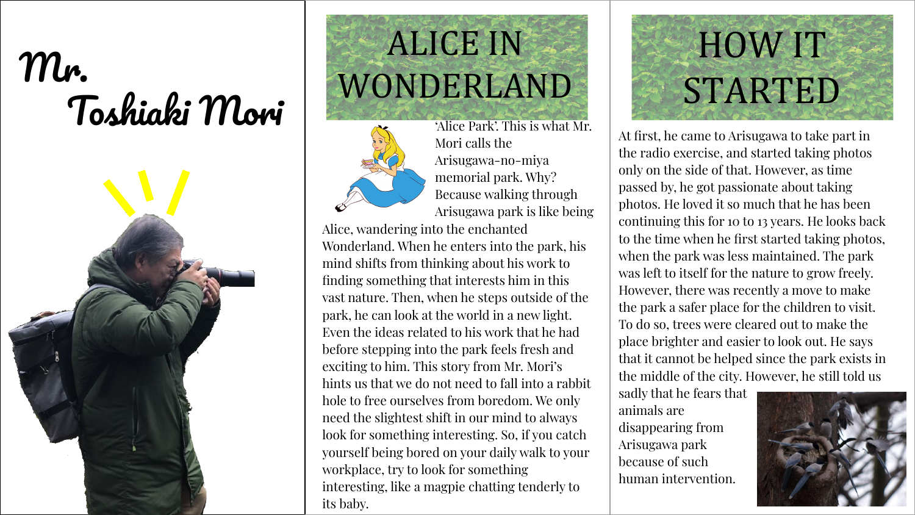# Mr. Toshiaki Mori

## ALICE IN WONDERLAND

'Alice Park'. This is what Mr. Mori calls the Arisugawa-no-miya memorial park. Why? Because walking through Arisugawa park is like being Alice, wandering into the enchanted Wonderland. When he enters into the park, his mind shifts from thinking about his work to finding something that interests him in this vast nature. Then, when he steps outside of the park, he can look at the world in a new light. Even the ideas related to his work that he had before stepping into the park feels fresh and exciting to him. This story from Mr. Mori's hints us that we do not need to fall into a rabbit hole to free ourselves from boredom. We only need the slightest shift in our mind to always look for something interesting. So, if you catch yourself being bored on your daily walk to your workplace, try to look for something interesting, like a magpie chatting tenderly to its baby.

## HOW IT STARTED

At first, he came to Arisugawa to take part in the radio exercise, and started taking photos only on the side of that. However, as time passed by, he got passionate about taking photos. He loved it so much that he has been continuing this for 10 to 13 years. He looks back to the time when he first started taking photos, when the park was less maintained. The park was left to itself for the nature to grow freely. However, there was recently a move to make the park a safer place for the children to visit. To do so, trees were cleared out to make the place brighter and easier to look out. He says that it cannot be helped since the park exists in the middle of the city. However, he still told us sadly that he fears that animals are disappearing from Arisugawa park because of such human intervention.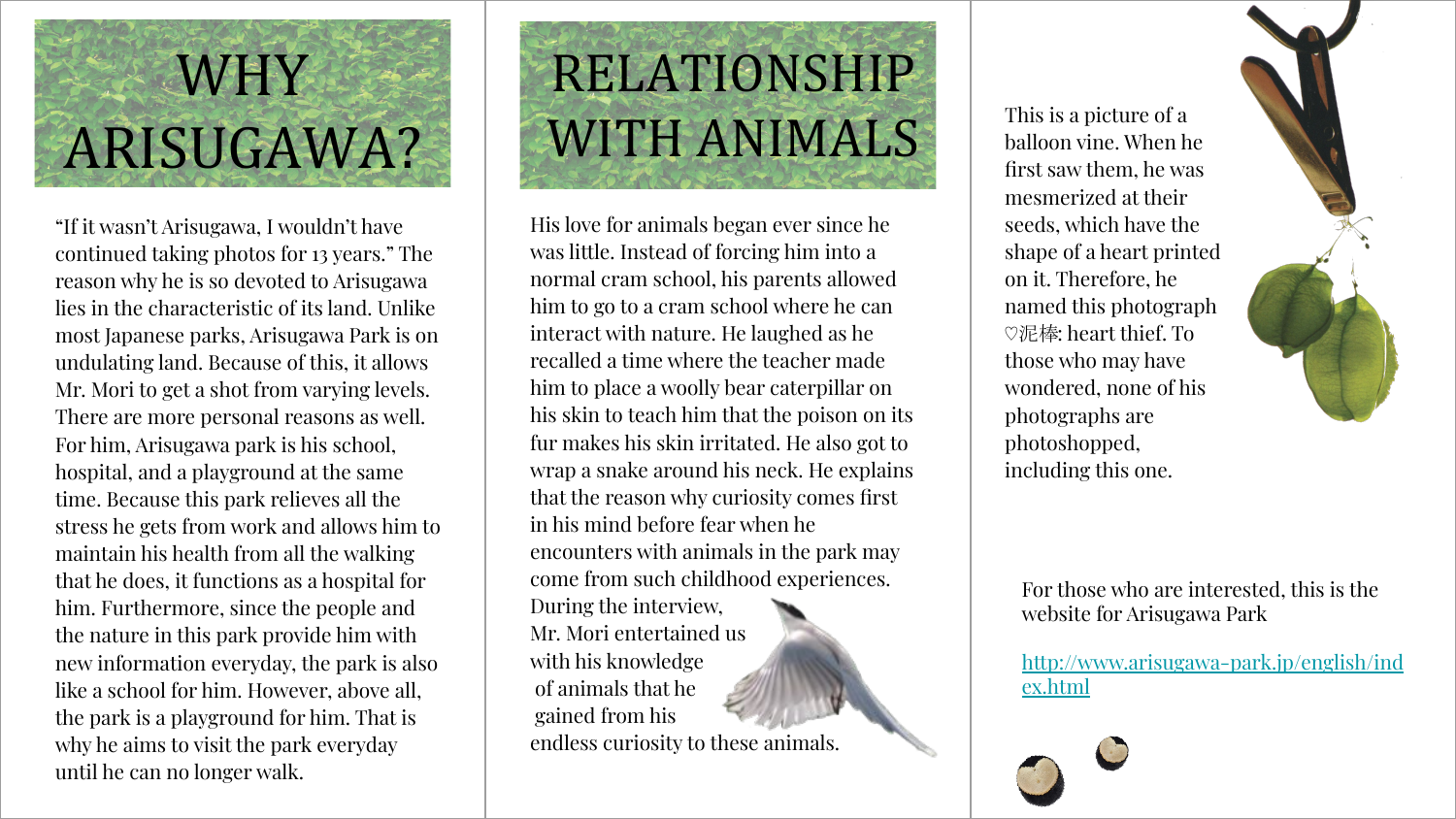# WHY ARISUGAWA?

"If it wasn't Arisugawa, I wouldn't have continued taking photos for 13 years." The reason why he is so devoted to Arisugawa lies in the characteristic of its land. Unlike most Japanese parks, Arisugawa Park is on undulating land. Because of this, it allows Mr. Mori to get a shot from varying levels. There are more personal reasons as well. For him, Arisugawa park is his school, hospital, and a playground at the same time. Because this park relieves all the stress he gets from work and allows him to maintain his health from all the walking that he does, it functions as a hospital for him. Furthermore, since the people and the nature in this park provide him with new information everyday, the park is also like a school for him. However, above all, the park is a playground for him. That is why he aims to visit the park everyday until he can no longer walk.

# RELATIONSHIP WITH ANIMALS

His love for animals began ever since he was little. Instead of forcing him into a normal cram school, his parents allowed him to go to a cram school where he can interact with nature. He laughed as he recalled a time where the teacher made him to place a woolly bear caterpillar on his skin to teach him that the poison on its fur makes his skin irritated. He also got to wrap a snake around his neck. He explains that the reason why curiosity comes first in his mind before fear when he encounters with animals in the park may come from such childhood experiences. During the interview, Mr. Mori entertained us with his knowledge of animals that he gained from his endless curiosity to these animals.

This is a picture of a balloon vine. When he first saw them, he was mesmerized at their seeds, which have the shape of a heart printed on it. Therefore, he named this photograph ♡泥棒: heart thief. To those who may have wondered, none of his photographs are photoshopped, including this one.

For those who are interested, this is the website for Arisugawa Park

http://www.arisugawa-park.jp/english/index.html